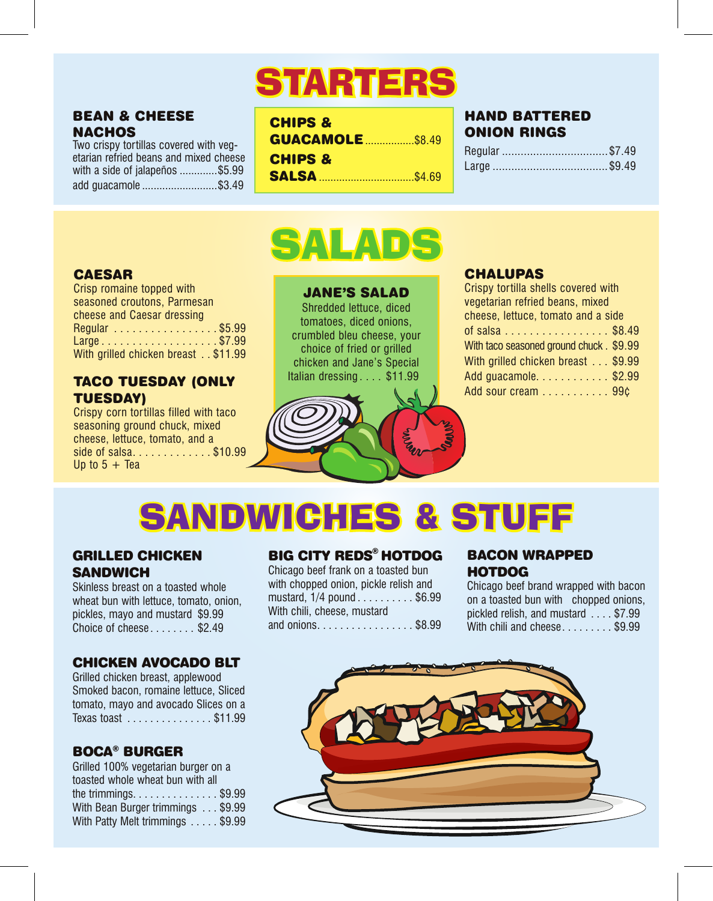# STARTERS

### BEAN & CHEESE NACHOS

Two crispy tortillas covered with vegetarian refried beans and mixed cheese with a side of jalapeños ............. $5.99

add guacamole .......................... $3.49

### CHIPS & GUACAMOLE ................. $8.49

### CHIPS & SALSA ................................. $4.69

### HAND BATTERED ONION RINGS

Regular .................................. $7.49

Large ..................................... $9.49

# SALADS

### CAESAR

Crisp romaine topped with seasoned croutons, Parmesan cheese and Caesar dressing

Regular . . . . . . . . . . . . . . . . . $5.99

Large . . . . . . . . . . . . . . . . . . . $7.99

With grilled chicken breast . . $11.99

### TACO TUESDAY (ONLY TUESDAY)

Crispy corn tortillas filled with taco seasoning ground chuck, mixed cheese, lettuce, tomato, and a side of salsa. . . . . . . . . . . . . $10.99

Up to 5 + Tea

### JANE'S SALAD

Shredded lettuce, diced tomatoes, diced onions, crumbled bleu cheese, your choice of fried or grilled chicken and Jane's Special Italian dressing . . . . $11.99

### CHALUPAS

Crispy tortilla shells covered with vegetarian refried beans, mixed cheese, lettuce, tomato and a side of salsa . . . . . . . . . . . . . . . . . $8.49

With taco seasoned ground chuck . $9.99

With grilled chicken breast . . . $9.99

Add guacamole. . . . . . . . . . . . $2.99

Add sour cream . . . . . . . . . . . 99¢

# SANDWICHES & STUFF

### GRILLED CHICKEN SANDWICH

Skinless breast on a toasted whole wheat bun with lettuce, tomato, onion, pickles, mayo and mustard $9.99

Choice of cheese. . . . . . . . $2.49

### CHICKEN AVOCADO BLT

Grilled chicken breast, applewood Smoked bacon, romaine lettuce, Sliced tomato, mayo and avocado Slices on a Texas toast . . . . . . . . . . . . . . . $11.99

### BOCA® BURGER

Grilled 100% vegetarian burger on a toasted whole wheat bun with all the trimmings. . . . . . . . . . . . . . . $9.99

With Bean Burger trimmings . . . $9.99

With Patty Melt trimmings . . . . . $9.99

### BIG CITY REDS® HOTDOG

Chicago beef frank on a toasted bun with chopped onion, pickle relish and mustard, 1/4 pound . . . . . . . . . . $6.99

With chili, cheese, mustard and onions. . . . . . . . . . . . . . . . . $8.99

### BACON WRAPPED HOTDOG

Chicago beef brand wrapped with bacon on a toasted bun with chopped onions, pickled relish, and mustard . . . . $7.99

With chili and cheese. . . . . . . . . $9.99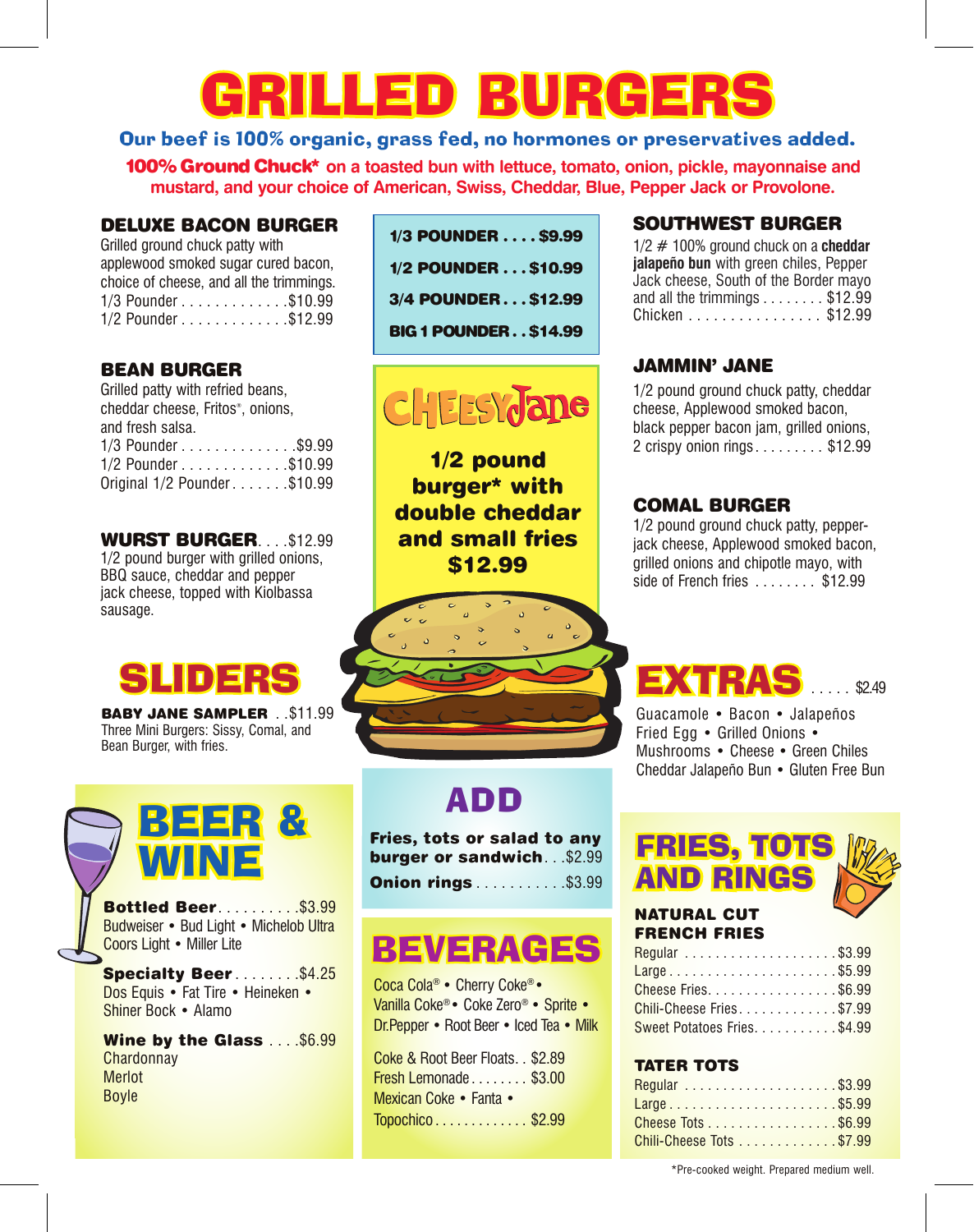# GRILLED BURGERS

**Our beef is 100% organic, grass fed, no hormones or preservatives added.**

**100% Ground Chuck*** on a toasted bun with lettuce, tomato, onion, pickle, mayonnaise and mustard, and your choice of American, Swiss, Cheddar, Blue, Pepper Jack or Provolone.

### DELUXE BACON BURGER

Grilled ground chuck patty with applewood smoked sugar cured bacon, choice of cheese, and all the trimmings.
1/3 Pounder . . . . . . . . . . . . .$10.99
1/2 Pounder . . . . . . . . . . . . .$12.99

### BEAN BURGER

Grilled patty with refried beans, cheddar cheese, Fritos®, onions, and fresh salsa.
1/3 Pounder . . . . . . . . . . . . . .$9.99
1/2 Pounder . . . . . . . . . . . . .$10.99
Original 1/2 Pounder . . . . . . .$10.99

### WURST BURGER . . . .$12.99

1/2 pound burger with grilled onions, BBQ sauce, cheddar and pepper jack cheese, topped with Kiolbassa sausage.

**1/3 POUNDER . . . . $9.99**
**1/2 POUNDER . . . $10.99**
**3/4 POUNDER . . . $12.99**
**BIG 1 POUNDER . . $14.99**

### CHEESY Jane

**1/2 pound burger* with double cheddar and small fries $12.99**

### SOUTHWEST BURGER

1/2 # 100% ground chuck on a **cheddar jalapeño bun** with green chiles, Pepper Jack cheese, South of the Border mayo and all the trimmings . . . . . . . . $12.99
Chicken . . . . . . . . . . . . . . . . $12.99

### JAMMIN' JANE

1/2 pound ground chuck patty, cheddar cheese, Applewood smoked bacon, black pepper bacon jam, grilled onions, 2 crispy onion rings . . . . . . . . . $12.99

### COMAL BURGER

1/2 pound ground chuck patty, pepper-jack cheese, Applewood smoked bacon, grilled onions and chipotle mayo, with side of French fries . . . . . . . . $12.99

## SLIDERS

**BABY JANE SAMPLER** . .$11.99
Three Mini Burgers: Sissy, Comal, and Bean Burger, with fries.

## EXTRAS . . . . . $2.49

Guacamole • Bacon • Jalapeños
Fried Egg • Grilled Onions •
Mushrooms • Cheese • Green Chiles
Cheddar Jalapeño Bun • Gluten Free Bun

## BEER & WINE

**Bottled Beer** . . . . . . . . . .$3.99
Budweiser • Bud Light • Michelob Ultra
Coors Light • Miller Lite

**Specialty Beer** . . . . . . . .$4.25
Dos Equis • Fat Tire • Heineken •
Shiner Bock • Alamo

**Wine by the Glass** . . . .$6.99
Chardonnay
Merlot
Boyle

## ADD

**Fries, tots or salad to any burger or sandwich** . . .$2.99
**Onion rings** . . . . . . . . . . .$3.99

## BEVERAGES

Coca Cola® • Cherry Coke® •
Vanilla Coke® • Coke Zero® • Sprite •
Dr.Pepper • Root Beer • Iced Tea • Milk

Coke & Root Beer Floats. . $2.89
Fresh Lemonade . . . . . . . . $3.00
Mexican Coke • Fanta •
Topochico . . . . . . . . . . . . . $2.99

## FRIES, TOTS AND RINGS

### NATURAL CUT FRENCH FRIES

Regular . . . . . . . . . . . . . . . . . . . .$3.99
Large . . . . . . . . . . . . . . . . . . . . . .$5.99
Cheese Fries. . . . . . . . . . . . . . . . .$6.99
Chili-Cheese Fries . . . . . . . . . . . . .$7.99
Sweet Potatoes Fries. . . . . . . . . . .$4.99

### TATER TOTS

Regular . . . . . . . . . . . . . . . . . . . .$3.99
Large . . . . . . . . . . . . . . . . . . . . . .$5.99
Cheese Tots . . . . . . . . . . . . . . . . .$6.99
Chili-Cheese Tots . . . . . . . . . . . . .$7.99

*Pre-cooked weight. Prepared medium well.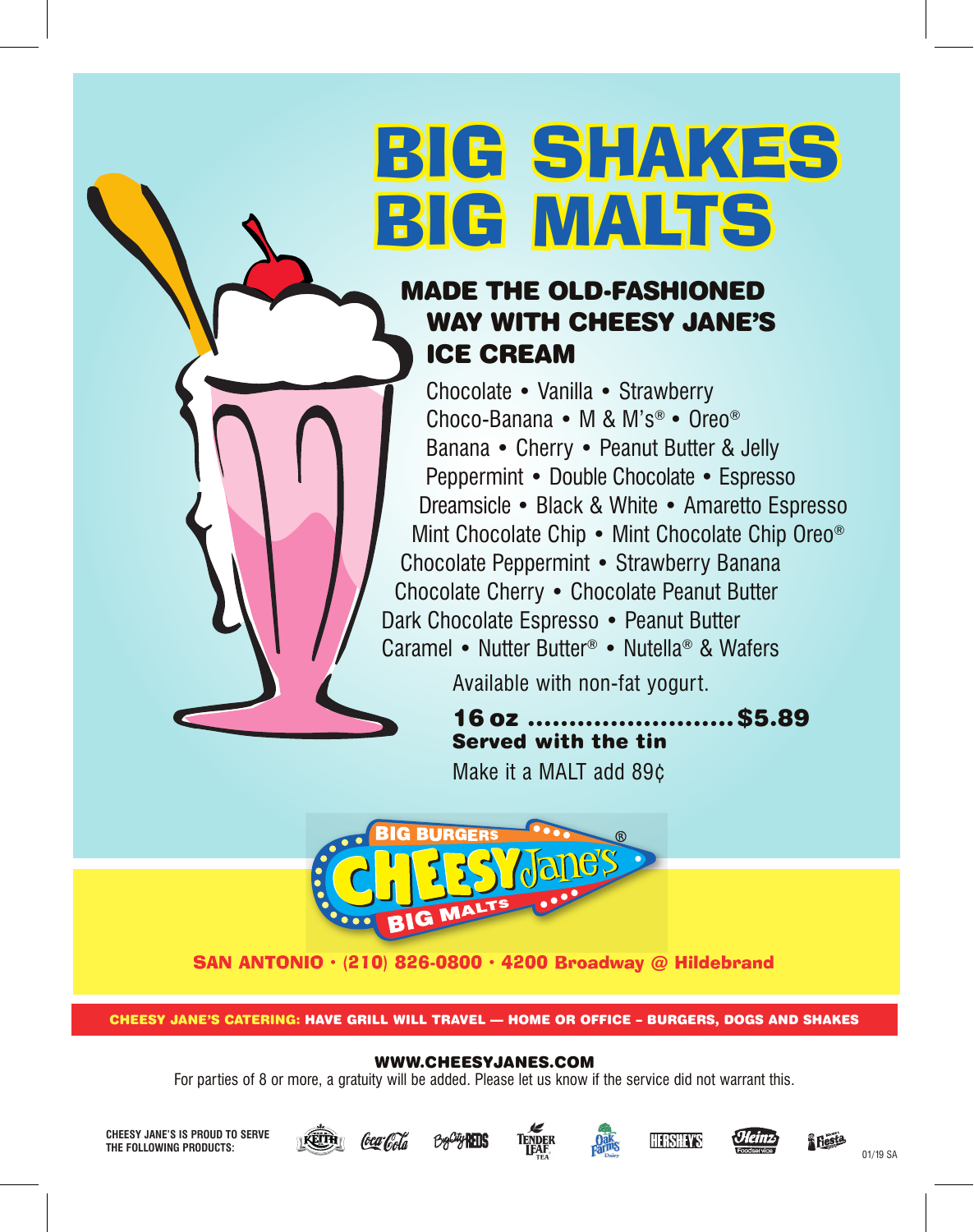# BIG SHAKES BIG MALTS

## MADE THE OLD-FASHIONED WAY WITH CHEESY JANE'S ICE CREAM

Chocolate • Vanilla • Strawberry
Choco-Banana • M & M's® • Oreo®
Banana • Cherry • Peanut Butter & Jelly
Peppermint • Double Chocolate • Espresso
Dreamsicle • Black & White • Amaretto Espresso
Mint Chocolate Chip • Mint Chocolate Chip Oreo®
Chocolate Peppermint • Strawberry Banana
Chocolate Cherry • Chocolate Peanut Butter
Dark Chocolate Espresso • Peanut Butter
Caramel • Nutter Butter® • Nutella® & Wafers

Available with non-fat yogurt.

**16 oz .......................... $5.89**
**Served with the tin**

Make it a MALT add 89¢

BIG BURGERS CHEESY Jane's® BIG MALTS

**SAN ANTONIO • (210) 826-0800 • 4200 Broadway @ Hildebrand**

**CHEESY JANE'S CATERING: HAVE GRILL WILL TRAVEL — HOME OR OFFICE – BURGERS, DOGS AND SHAKES**

**WWW.CHEESYJANES.COM**

For parties of 8 or more, a gratuity will be added. Please let us know if the service did not warrant this.

**CHEESY JANE'S IS PROUD TO SERVE THE FOLLOWING PRODUCTS:**

01/19 SA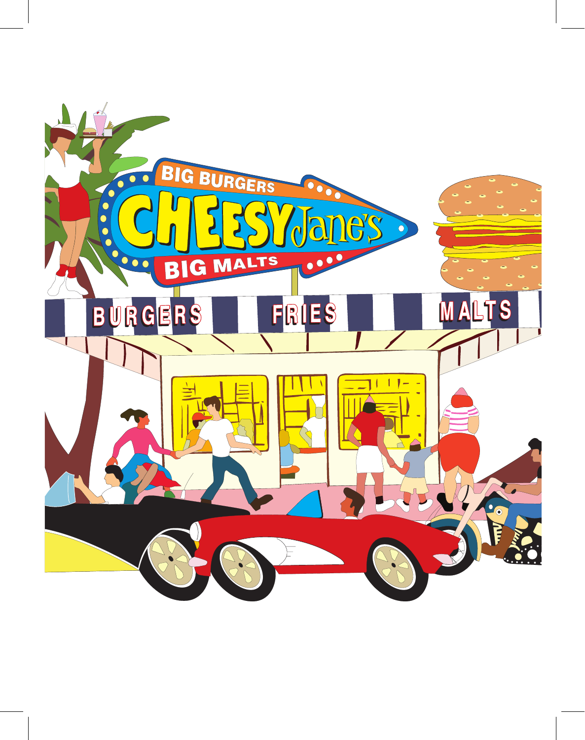BIG BURGERS

CHEESY Jane's

BIG MALTS

BURGERS FRIES MALTS